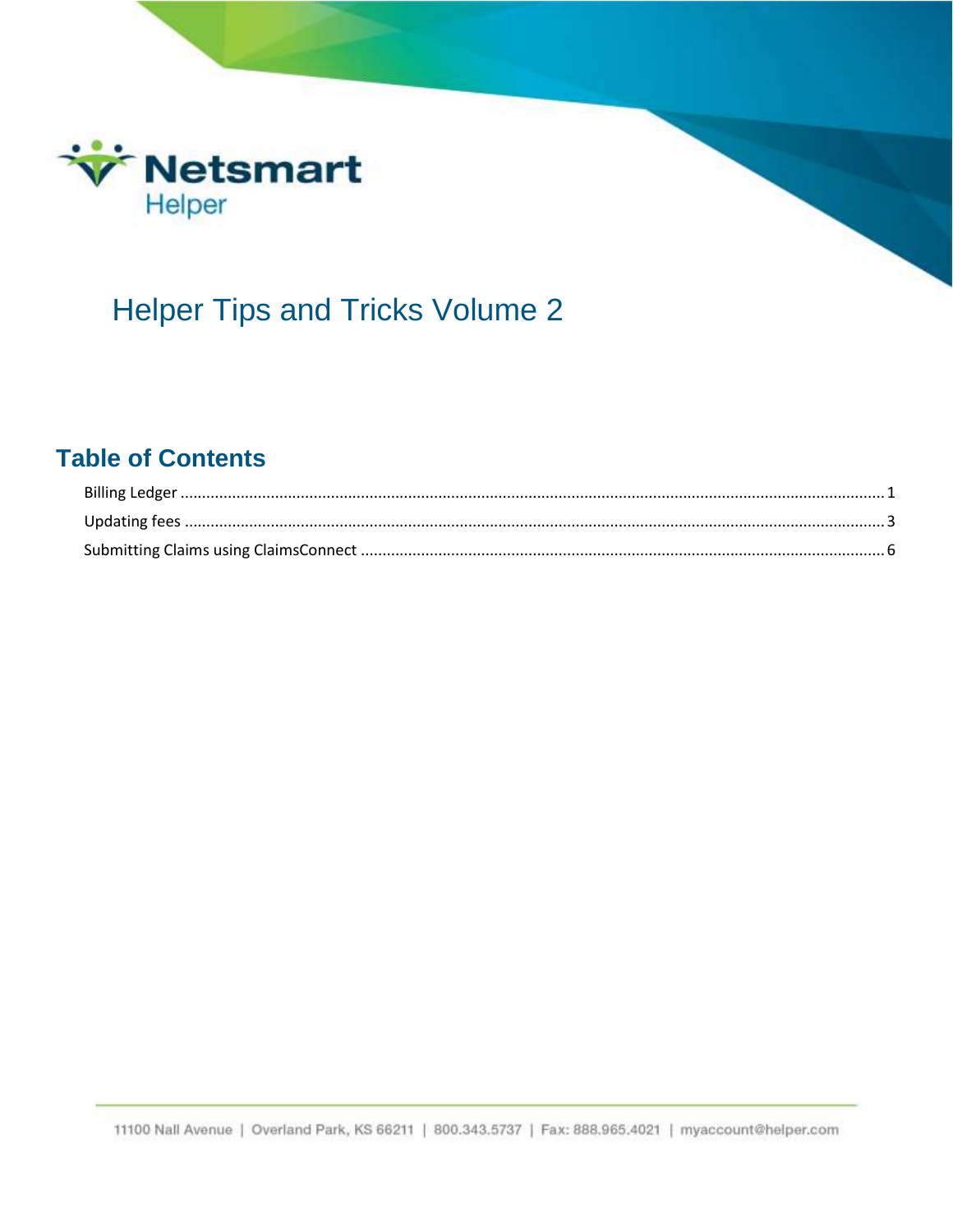Netsmart Helper

# Helper Tips and Tricks Volume 2

## Table of Contents

- Billing Ledger ........ 1
- Updating fees ........ 3
- Submitting Claims using ClaimsConnect ........ 6

11100 Nall Avenue | Overland Park, KS 66211 | 800.343.5737 | Fax: 888.965.4021 | myaccount@helper.com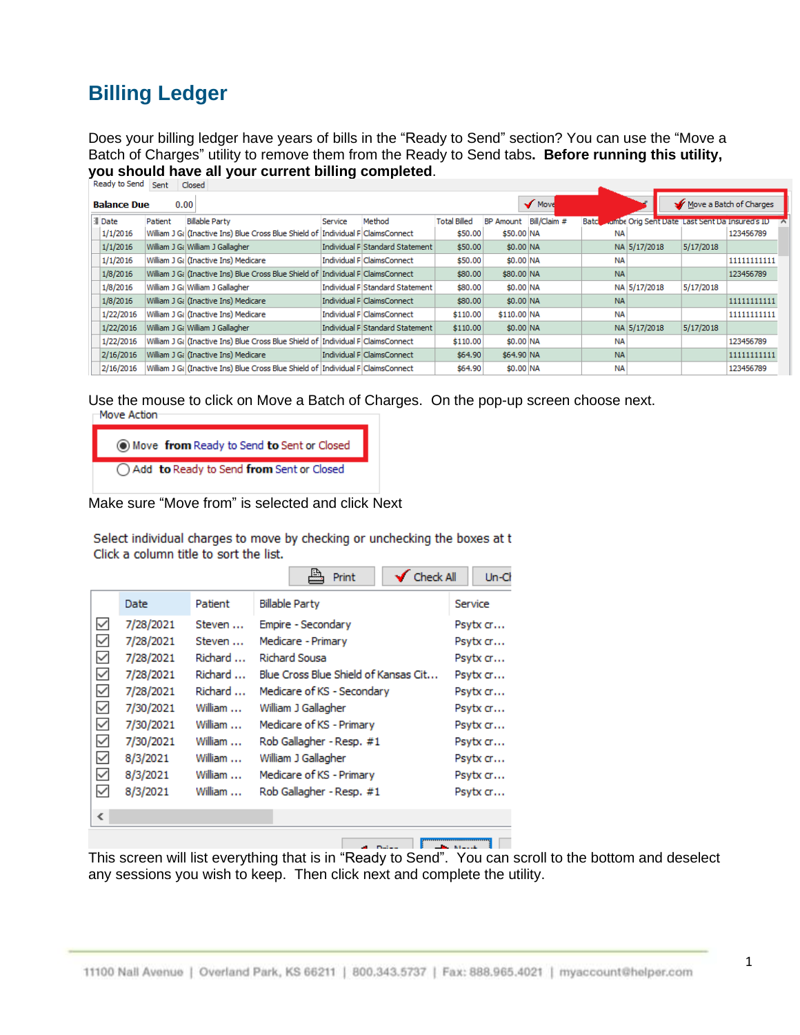# Billing Ledger

Does your billing ledger have years of bills in the "Ready to Send" section? You can use the "Move a Batch of Charges" utility to remove them from the Ready to Send tabs. **Before running this utility, you should have all your current billing completed**.

| Date | Patient | Billable Party | Service | Method | Total Billed | BP Amount | Bill/Claim # | Batch Number | Orig Sent Date | Last Sent Date | Insured's ID |
|---|---|---|---|---|---|---|---|---|---|---|---|
| 1/1/2016 | William J Ga | (Inactive Ins) Blue Cross Blue Shield of | Individual F | ClaimsConnect | $50.00 | $50.00 | NA | NA | | | 123456789 |
| 1/1/2016 | William J Ga | William J Gallagher | Individual F | Standard Statement | $50.00 | $0.00 | NA | NA | 5/17/2018 | 5/17/2018 | |
| 1/1/2016 | William J Ga | (Inactive Ins) Medicare | Individual F | ClaimsConnect | $50.00 | $0.00 | NA | NA | | | 11111111111 |
| 1/8/2016 | William J Ga | (Inactive Ins) Blue Cross Blue Shield of | Individual F | ClaimsConnect | $80.00 | $80.00 | NA | NA | | | 123456789 |
| 1/8/2016 | William J Ga | William J Gallagher | Individual F | Standard Statement | $80.00 | $0.00 | NA | NA | 5/17/2018 | 5/17/2018 | |
| 1/8/2016 | William J Ga | (Inactive Ins) Medicare | Individual F | ClaimsConnect | $80.00 | $0.00 | NA | NA | | | 11111111111 |
| 1/22/2016 | William J Ga | (Inactive Ins) Medicare | Individual F | ClaimsConnect | $110.00 | $110.00 | NA | NA | | | 11111111111 |
| 1/22/2016 | William J Ga | William J Gallagher | Individual F | Standard Statement | $110.00 | $0.00 | NA | NA | 5/17/2018 | 5/17/2018 | |
| 1/22/2016 | William J Ga | (Inactive Ins) Blue Cross Blue Shield of | Individual F | ClaimsConnect | $110.00 | $0.00 | NA | NA | | | 123456789 |
| 2/16/2016 | William J Ga | (Inactive Ins) Medicare | Individual F | ClaimsConnect | $64.90 | $64.90 | NA | NA | | | 11111111111 |
| 2/16/2016 | William J Ga | (Inactive Ins) Blue Cross Blue Shield of | Individual F | ClaimsConnect | $64.90 | $0.00 | NA | NA | | | 123456789 |

Use the mouse to click on Move a Batch of Charges. On the pop-up screen choose next.

Move Action

- (●) Move **from** Ready to Send **to** Sent or Closed
- ( ) Add **to** Ready to Send **from** Sent or Closed

Make sure "Move from" is selected and click Next

Select individual charges to move by checking or unchecking the boxes at t
Click a column title to sort the list.

| | Date | Patient | Billable Party | Service |
|---|---|---|---|---|
| ☑ | 7/28/2021 | Steven ... | Empire - Secondary | Psytx cr... |
| ☑ | 7/28/2021 | Steven ... | Medicare - Primary | Psytx cr... |
| ☑ | 7/28/2021 | Richard ... | Richard Sousa | Psytx cr... |
| ☑ | 7/28/2021 | Richard ... | Blue Cross Blue Shield of Kansas Cit... | Psytx cr... |
| ☑ | 7/28/2021 | Richard ... | Medicare of KS - Secondary | Psytx cr... |
| ☑ | 7/30/2021 | William ... | William J Gallagher | Psytx cr... |
| ☑ | 7/30/2021 | William ... | Medicare of KS - Primary | Psytx cr... |
| ☑ | 7/30/2021 | William ... | Rob Gallagher - Resp. #1 | Psytx cr... |
| ☑ | 8/3/2021 | William ... | William J Gallagher | Psytx cr... |
| ☑ | 8/3/2021 | William ... | Medicare of KS - Primary | Psytx cr... |
| ☑ | 8/3/2021 | William ... | Rob Gallagher - Resp. #1 | Psytx cr... |

This screen will list everything that is in "Ready to Send". You can scroll to the bottom and deselect any sessions you wish to keep. Then click next and complete the utility.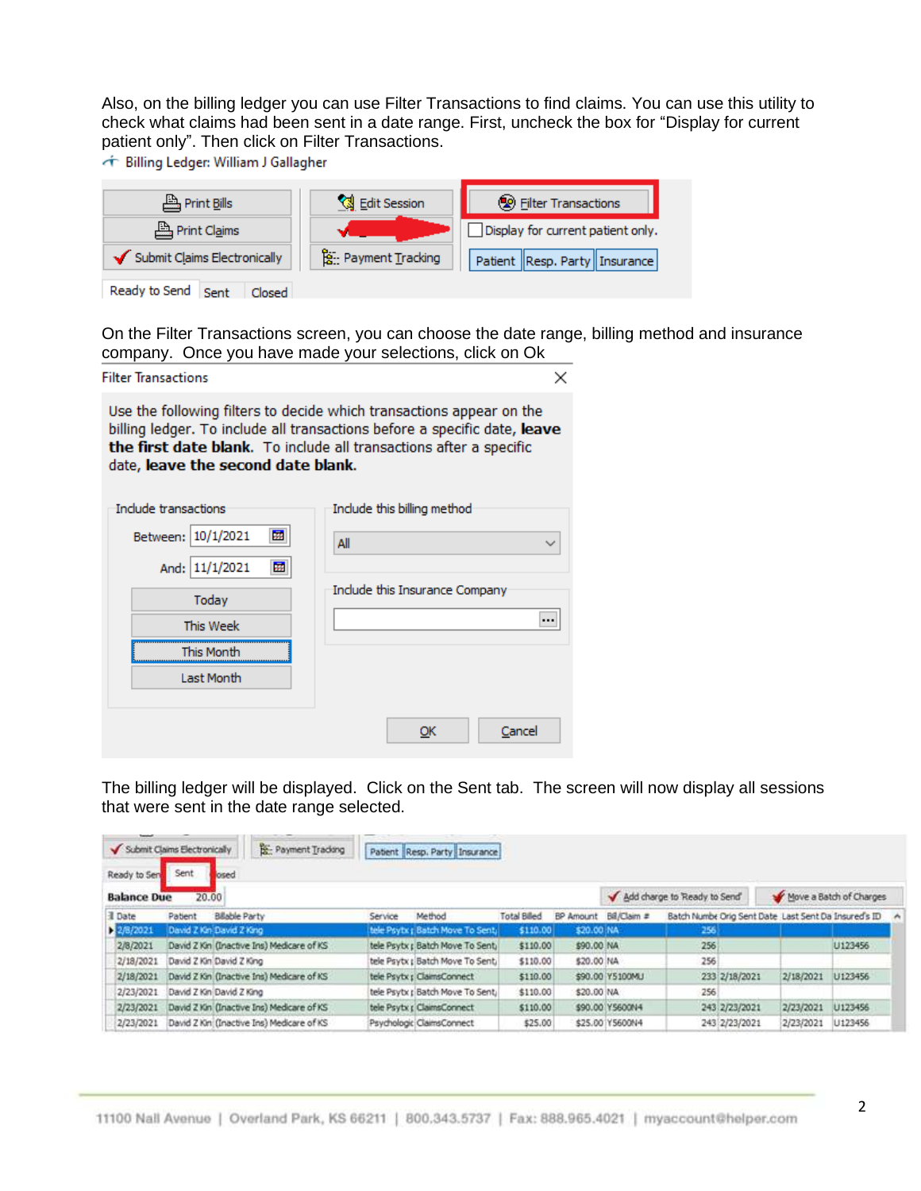Also, on the billing ledger you can use Filter Transactions to find claims. You can use this utility to check what claims had been sent in a date range. First, uncheck the box for "Display for current patient only". Then click on Filter Transactions.

Billing Ledger: William J Gallagher

Print Bills | Edit Session | Filter Transactions
Print Claims | Display for current patient only.
Submit Claims Electronically | Payment Tracking | Patient | Resp. Party | Insurance

Ready to Send | Sent | Closed

On the Filter Transactions screen, you can choose the date range, billing method and insurance company. Once you have made your selections, click on Ok

**Filter Transactions**

Use the following filters to decide which transactions appear on the billing ledger. To include all transactions before a specific date, **leave the first date blank**. To include all transactions after a specific date, **leave the second date blank**.

Include transactions
Between: 10/1/2021
And: 11/1/2021
Today
This Week
This Month
Last Month

Include this billing method
All

Include this Insurance Company

OK | Cancel

The billing ledger will be displayed. Click on the Sent tab. The screen will now display all sessions that were sent in the date range selected.

Submit Claims Electronically | Payment Tracking | Patient | Resp. Party | Insurance

Ready to Send | Sent | Closed

Balance Due 20.00 | Add charge to 'Ready to Send' | Move a Batch of Charges

| Date | Patient | Billable Party | Service | Method | Total Billed | BP Amount | Bill/Claim # | Batch Number | Orig Sent Date | Last Sent Date | Insured's ID |
|---|---|---|---|---|---|---|---|---|---|---|---|
| 2/8/2021 | David Z Kin | David Z King | tele Psytx | Batch Move To Sent | $110.00 | $20.00 | NA | 256 | | | |
| 2/8/2021 | David Z Kin | (Inactive Ins) Medicare of KS | tele Psytx | Batch Move To Sent | $110.00 | $90.00 | NA | 256 | | | U123456 |
| 2/18/2021 | David Z Kin | David Z King | tele Psytx | Batch Move To Sent | $110.00 | $20.00 | NA | 256 | | | |
| 2/18/2021 | David Z Kin | (Inactive Ins) Medicare of KS | tele Psytx | ClaimsConnect | $110.00 | $90.00 | Y5100MU | 233 | 2/18/2021 | 2/18/2021 | U123456 |
| 2/23/2021 | David Z Kin | David Z King | tele Psytx | Batch Move To Sent | $110.00 | $20.00 | NA | 256 | | | |
| 2/23/2021 | David Z Kin | (Inactive Ins) Medicare of KS | tele Psytx | ClaimsConnect | $110.00 | $90.00 | Y5600N4 | 243 | 2/23/2021 | 2/23/2021 | U123456 |
| 2/23/2021 | David Z Kin | (Inactive Ins) Medicare of KS | Psychologic | ClaimsConnect | $25.00 | $25.00 | Y5600N4 | 243 | 2/23/2021 | 2/23/2021 | U123456 |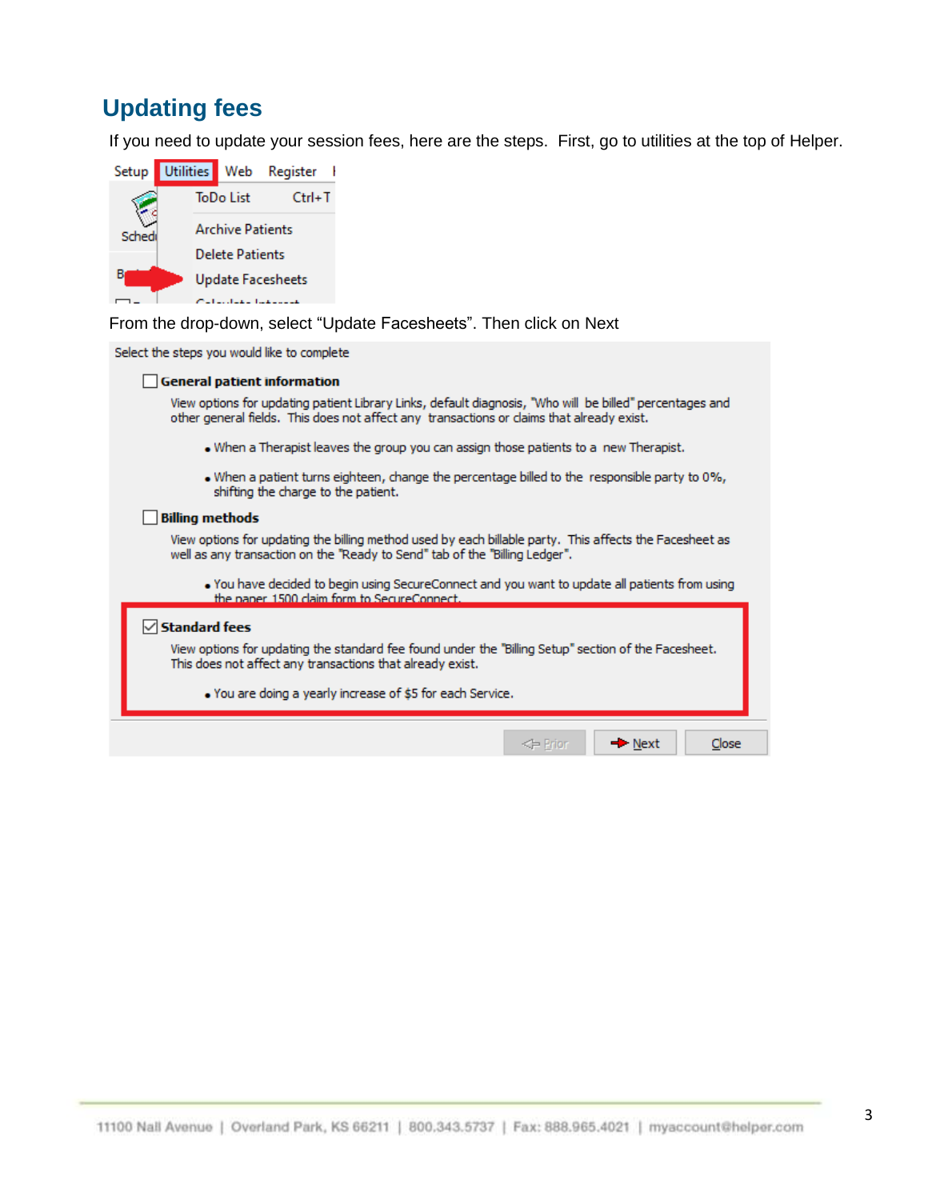## Updating fees

If you need to update your session fees, here are the steps.  First, go to utilities at the top of Helper.

Setup | Utilities | Web | Register

ToDo List Ctrl+T
Archive Patients
Delete Patients
Update Facesheets

From the drop-down, select "Update Facesheets". Then click on Next

Select the steps you would like to complete

☐ **General patient information**

View options for updating patient Library Links, default diagnosis, "Who will be billed" percentages and other general fields. This does not affect any transactions or claims that already exist.

- When a Therapist leaves the group you can assign those patients to a new Therapist.
- When a patient turns eighteen, change the percentage billed to the responsible party to 0%, shifting the charge to the patient.

☐ **Billing methods**

View options for updating the billing method used by each billable party. This affects the Facesheet as well as any transaction on the "Ready to Send" tab of the "Billing Ledger".

- You have decided to begin using SecureConnect and you want to update all patients from using the paper 1500 claim form to SecureConnect.

☑ **Standard fees**

View options for updating the standard fee found under the "Billing Setup" section of the Facesheet. This does not affect any transactions that already exist.

- You are doing a yearly increase of $5 for each Service.

Prior | Next | Close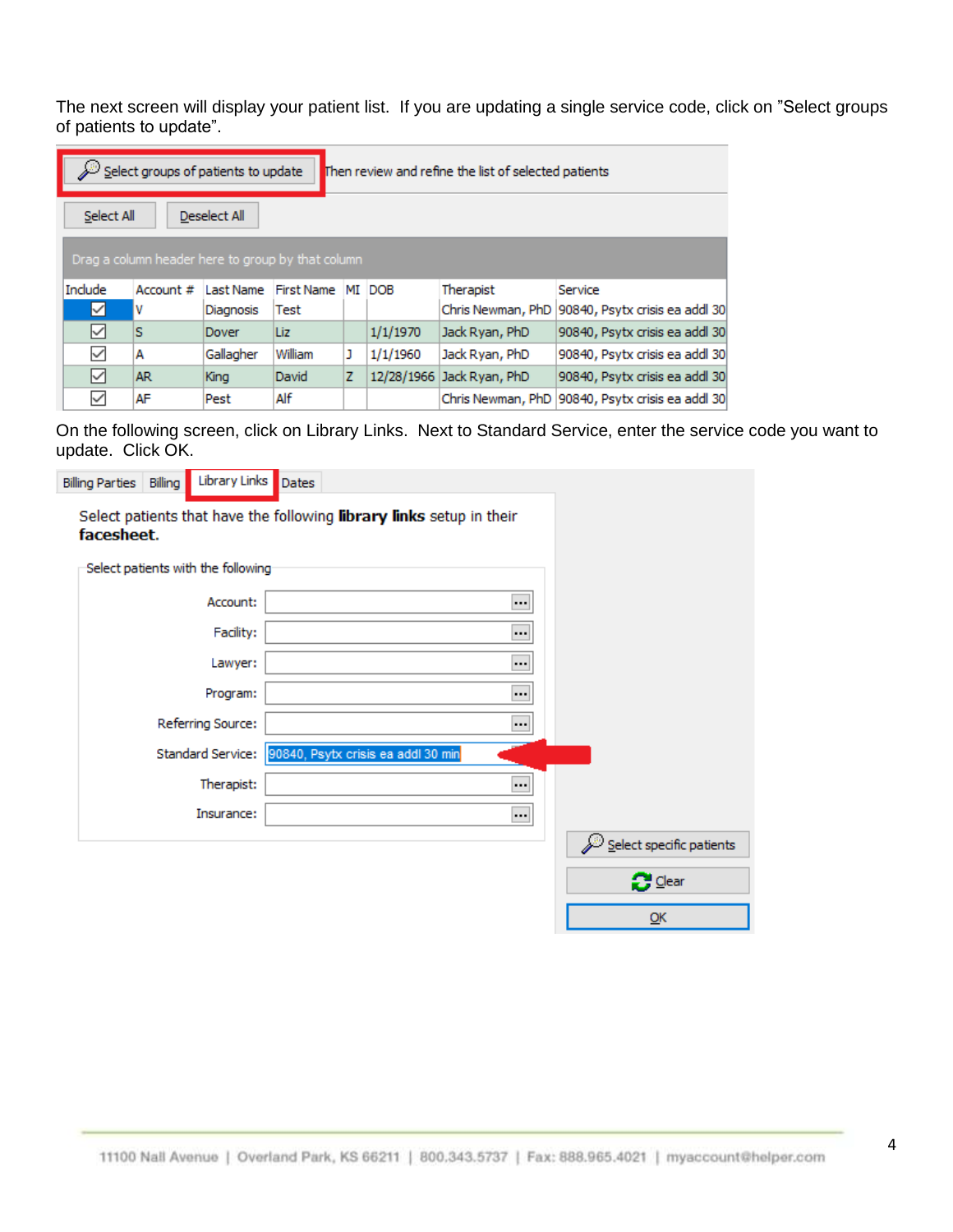The next screen will display your patient list. If you are updating a single service code, click on "Select groups of patients to update".

Select groups of patients to update | Then review and refine the list of selected patients

Select All | Deselect All

Drag a column header here to group by that column

| Include | Account # | Last Name | First Name | MI | DOB | Therapist | Service |
|---|---|---|---|---|---|---|---|
| ☑ | V | Diagnosis | Test | | | Chris Newman, PhD | 90840, Psytx crisis ea addl 30 |
| ☑ | S | Dover | Liz | | 1/1/1970 | Jack Ryan, PhD | 90840, Psytx crisis ea addl 30 |
| ☑ | A | Gallagher | William | J | 1/1/1960 | Jack Ryan, PhD | 90840, Psytx crisis ea addl 30 |
| ☑ | AR | King | David | Z | 12/28/1966 | Jack Ryan, PhD | 90840, Psytx crisis ea addl 30 |
| ☑ | AF | Pest | Alf | | | Chris Newman, PhD | 90840, Psytx crisis ea addl 30 |

On the following screen, click on Library Links. Next to Standard Service, enter the service code you want to update. Click OK.

Billing Parties | Billing | Library Links | Dates

Select patients that have the following **library links** setup in their **facesheet**.

Select patients with the following

- Account:
- Facility:
- Lawyer:
- Program:
- Referring Source:
- Standard Service: 90840, Psytx crisis ea addl 30 min
- Therapist:
- Insurance:

Select specific patients

Clear

OK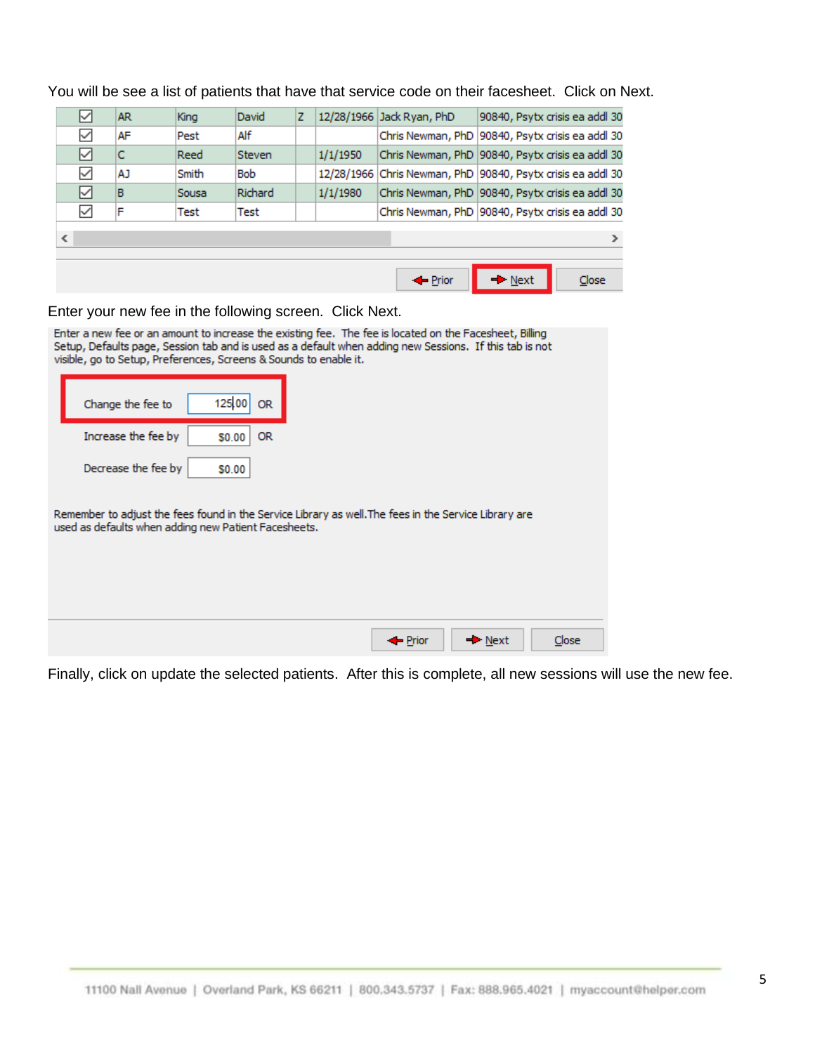You will be see a list of patients that have that service code on their facesheet. Click on Next.

| | | | | | | | |
|---|---|---|---|---|---|---|---|
| ☑ | AR | King | David | Z | 12/28/1966 | Jack Ryan, PhD | 90840, Psytx crisis ea addl 30 |
| ☑ | AF | Pest | Alf | | | Chris Newman, PhD | 90840, Psytx crisis ea addl 30 |
| ☑ | C | Reed | Steven | | 1/1/1950 | Chris Newman, PhD | 90840, Psytx crisis ea addl 30 |
| ☑ | AJ | Smith | Bob | | 12/28/1966 | Chris Newman, PhD | 90840, Psytx crisis ea addl 30 |
| ☑ | B | Sousa | Richard | | 1/1/1980 | Chris Newman, PhD | 90840, Psytx crisis ea addl 30 |
| ☑ | F | Test | Test | | | Chris Newman, PhD | 90840, Psytx crisis ea addl 30 |

Prior | Next | Close

Enter your new fee in the following screen. Click Next.

Enter a new fee or an amount to increase the existing fee. The fee is located on the Facesheet, Billing Setup, Defaults page, Session tab and is used as a default when adding new Sessions. If this tab is not visible, go to Setup, Preferences, Screens & Sounds to enable it.

Change the fee to 125.00 OR

Increase the fee by $0.00 OR

Decrease the fee by $0.00

Remember to adjust the fees found in the Service Library as well. The fees in the Service Library are used as defaults when adding new Patient Facesheets.

Prior | Next | Close

Finally, click on update the selected patients. After this is complete, all new sessions will use the new fee.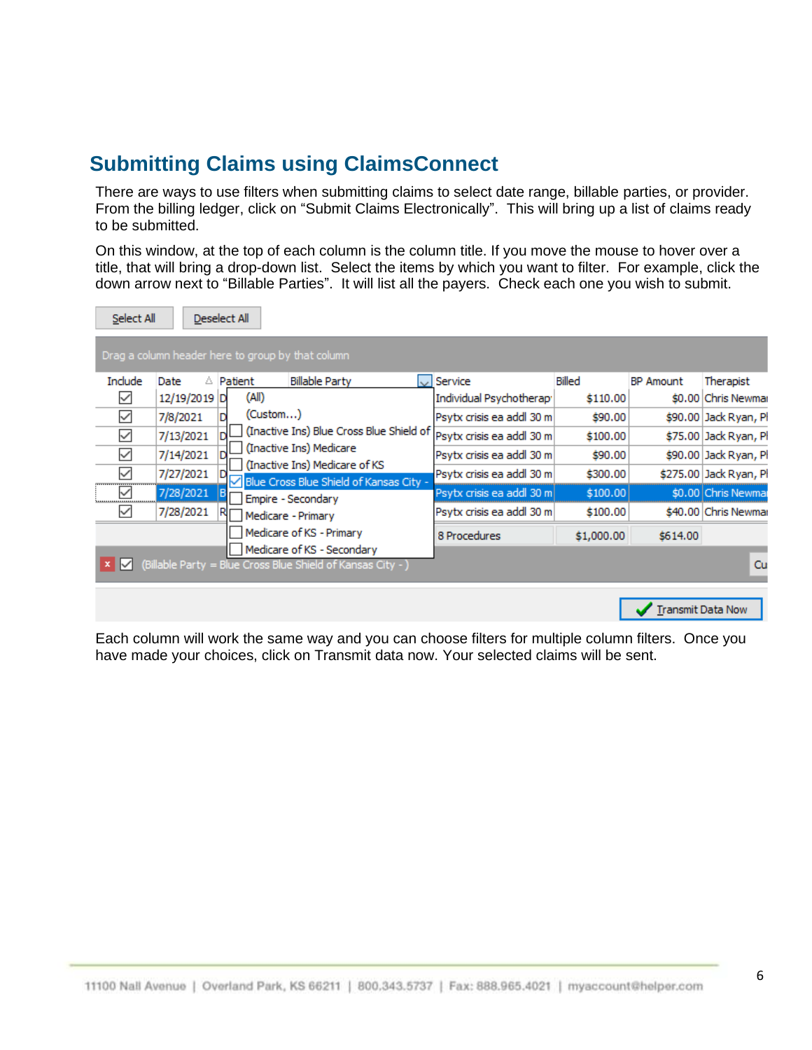## Submitting Claims using ClaimsConnect

There are ways to use filters when submitting claims to select date range, billable parties, or provider. From the billing ledger, click on “Submit Claims Electronically”. This will bring up a list of claims ready to be submitted.

On this window, at the top of each column is the column title. If you move the mouse to hover over a title, that will bring a drop-down list. Select the items by which you want to filter. For example, click the down arrow next to “Billable Parties”. It will list all the payers. Check each one you wish to submit.

Each column will work the same way and you can choose filters for multiple column filters. Once you have made your choices, click on Transmit data now. Your selected claims will be sent.